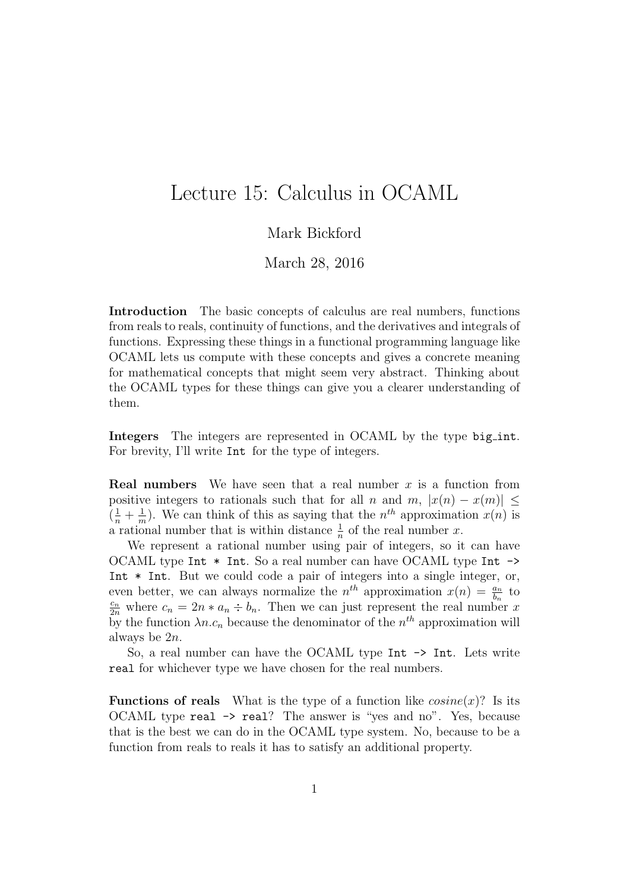# Lecture 15: Calculus in OCAML

Mark Bickford

March 28, 2016

**Introduction** The basic concepts of calculus are real numbers, functions from reals to reals, continuity of functions, and the derivatives and integrals of functions. Expressing these things in a functional programming language like OCAML lets us compute with these concepts and gives a concrete meaning for mathematical concepts that might seem very abstract. Thinking about the OCAML types for these things can give you a clearer understanding of them.

**Integers** The integers are represented in OCAML by the type `big_int`. For brevity, I'll write `Int` for the type of integers.

**Real numbers** We have seen that a real number $x$ is a function from positive integers to rationals such that for all $n$ and $m$, $|x(n) - x(m)| \leq (\frac{1}{n} + \frac{1}{m})$. We can think of this as saying that the $n^{th}$ approximation $x(n)$ is a rational number that is within distance $\frac{1}{n}$ of the real number $x$.

We represent a rational number using pair of integers, so it can have OCAML type `Int * Int`. So a real number can have OCAML type `Int -> Int * Int`. But we could code a pair of integers into a single integer, or, even better, we can always normalize the $n^{th}$ approximation $x(n) = \frac{a_n}{b_n}$ to $\frac{c_n}{2n}$ where $c_n = 2n * a_n \div b_n$. Then we can just represent the real number $x$ by the function $\lambda n.c_n$ because the denominator of the $n^{th}$ approximation will always be $2n$.

So, a real number can have the OCAML type `Int -> Int`. Lets write `real` for whichever type we have chosen for the real numbers.

**Functions of reals** What is the type of a function like $cosine(x)$? Is its OCAML type `real -> real`? The answer is "yes and no". Yes, because that is the best we can do in the OCAML type system. No, because to be a function from reals to reals it has to satisfy an additional property.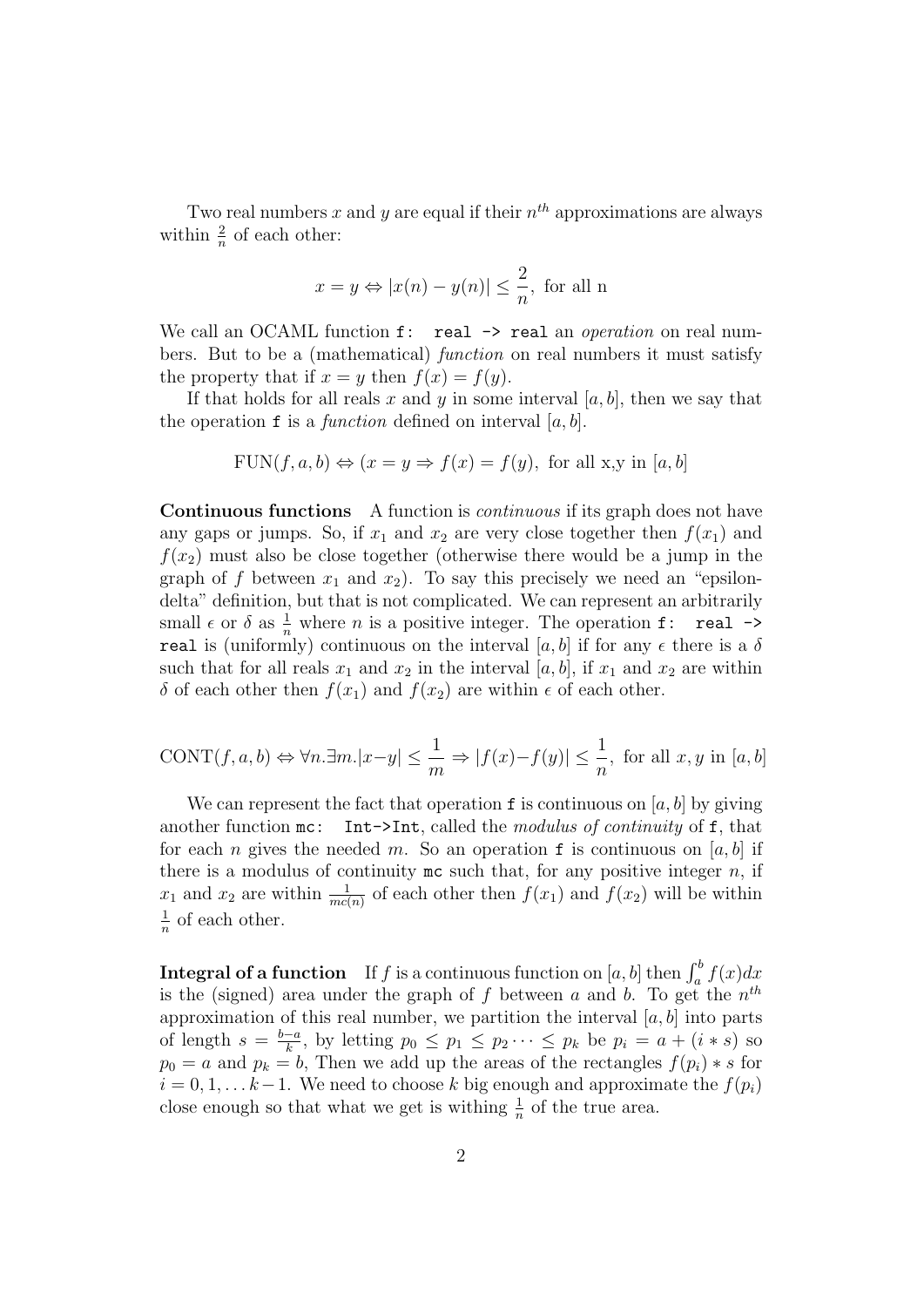Two real numbers $x$ and $y$ are equal if their $n^{th}$ approximations are always within $\frac{2}{n}$ of each other:

$$x = y \Leftrightarrow |x(n) - y(n)| \leq \frac{2}{n}, \text{ for all n}$$

We call an OCAML function `f: real -> real` an *operation* on real numbers. But to be a (mathematical) *function* on real numbers it must satisfy the property that if $x = y$ then $f(x) = f(y)$.

If that holds for all reals $x$ and $y$ in some interval $[a, b]$, then we say that the operation `f` is a *function* defined on interval $[a, b]$.

$$\text{FUN}(f, a, b) \Leftrightarrow (x = y \Rightarrow f(x) = f(y), \text{ for all x,y in } [a, b]$$

**Continuous functions** A function is *continuous* if its graph does not have any gaps or jumps. So, if $x_1$ and $x_2$ are very close together then $f(x_1)$ and $f(x_2)$ must also be close together (otherwise there would be a jump in the graph of $f$ between $x_1$ and $x_2$). To say this precisely we need an "epsilon-delta" definition, but that is not complicated. We can represent an arbitrarily small $\epsilon$ or $\delta$ as $\frac{1}{n}$ where $n$ is a positive integer. The operation `f: real -> real` is (uniformly) continuous on the interval $[a, b]$ if for any $\epsilon$ there is a $\delta$ such that for all reals $x_1$ and $x_2$ in the interval $[a, b]$, if $x_1$ and $x_2$ are within $\delta$ of each other then $f(x_1)$ and $f(x_2)$ are within $\epsilon$ of each other.

$$\text{CONT}(f, a, b) \Leftrightarrow \forall n. \exists m. |x-y| \leq \frac{1}{m} \Rightarrow |f(x)-f(y)| \leq \frac{1}{n}, \text{ for all } x, y \text{ in } [a, b]$$

We can represent the fact that operation `f` is continuous on $[a, b]$ by giving another function `mc: Int->Int`, called the *modulus of continuity* of `f`, that for each $n$ gives the needed $m$. So an operation `f` is continuous on $[a, b]$ if there is a modulus of continuity `mc` such that, for any positive integer $n$, if $x_1$ and $x_2$ are within $\frac{1}{mc(n)}$ of each other then $f(x_1)$ and $f(x_2)$ will be within $\frac{1}{n}$ of each other.

**Integral of a function** If $f$ is a continuous function on $[a, b]$ then $\int_a^b f(x)dx$ is the (signed) area under the graph of $f$ between $a$ and $b$. To get the $n^{th}$ approximation of this real number, we partition the interval $[a, b]$ into parts of length $s = \frac{b-a}{k}$, by letting $p_0 \leq p_1 \leq p_2 \cdots \leq p_k$ be $p_i = a + (i * s)$ so $p_0 = a$ and $p_k = b$, Then we add up the areas of the rectangles $f(p_i) * s$ for $i = 0, 1, \ldots k-1$. We need to choose $k$ big enough and approximate the $f(p_i)$ close enough so that what we get is withing $\frac{1}{n}$ of the true area.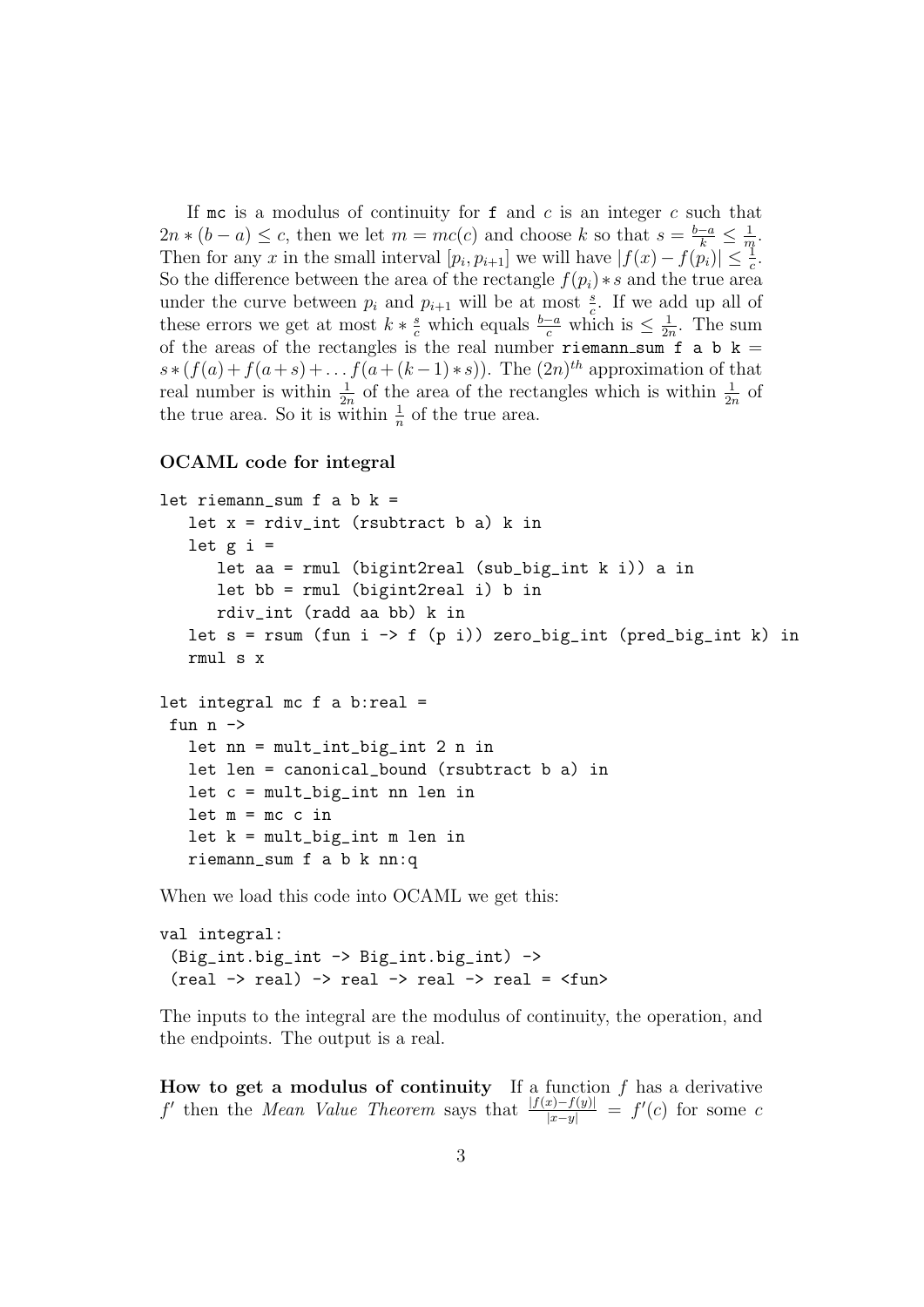If `mc` is a modulus of continuity for `f` and $c$ is an integer $c$ such that $2n*(b-a) \leq c$, then we let $m = mc(c)$ and choose $k$ so that $s = \frac{b-a}{k} \leq \frac{1}{m}$. Then for any $x$ in the small interval $[p_i, p_{i+1}]$ we will have $|f(x) - f(p_i)| \leq \frac{1}{c}$. So the difference between the area of the rectangle $f(p_i)*s$ and the true area under the curve between $p_i$ and $p_{i+1}$ will be at most $\frac{s}{c}$. If we add up all of these errors we get at most $k * \frac{s}{c}$ which equals $\frac{b-a}{c}$ which is $\leq \frac{1}{2n}$. The sum of the areas of the rectangles is the real number `riemann_sum f a b k` $= s*(f(a)+f(a+s)+\dots f(a+(k-1)*s))$. The $(2n)^{th}$ approximation of that real number is within $\frac{1}{2n}$ of the area of the rectangles which is within $\frac{1}{2n}$ of the true area. So it is within $\frac{1}{n}$ of the true area.

**OCAML code for integral**

```
let riemann_sum f a b k =
   let x = rdiv_int (rsubtract b a) k in
   let g i =
      let aa = rmul (bigint2real (sub_big_int k i)) a in
      let bb = rmul (bigint2real i) b in
      rdiv_int (radd aa bb) k in
   let s = rsum (fun i -> f (p i)) zero_big_int (pred_big_int k) in
   rmul s x

let integral mc f a b:real =
 fun n ->
   let nn = mult_int_big_int 2 n in
   let len = canonical_bound (rsubtract b a) in
   let c = mult_big_int nn len in
   let m = mc c in
   let k = mult_big_int m len in
   riemann_sum f a b k nn:q
```

When we load this code into OCAML we get this:

```
val integral:
 (Big_int.big_int -> Big_int.big_int) ->
 (real -> real) -> real -> real -> real = <fun>
```

The inputs to the integral are the modulus of continuity, the operation, and the endpoints. The output is a real.

**How to get a modulus of continuity** If a function $f$ has a derivative $f'$ then the *Mean Value Theorem* says that $\frac{|f(x)-f(y)|}{|x-y|} = f'(c)$ for some $c$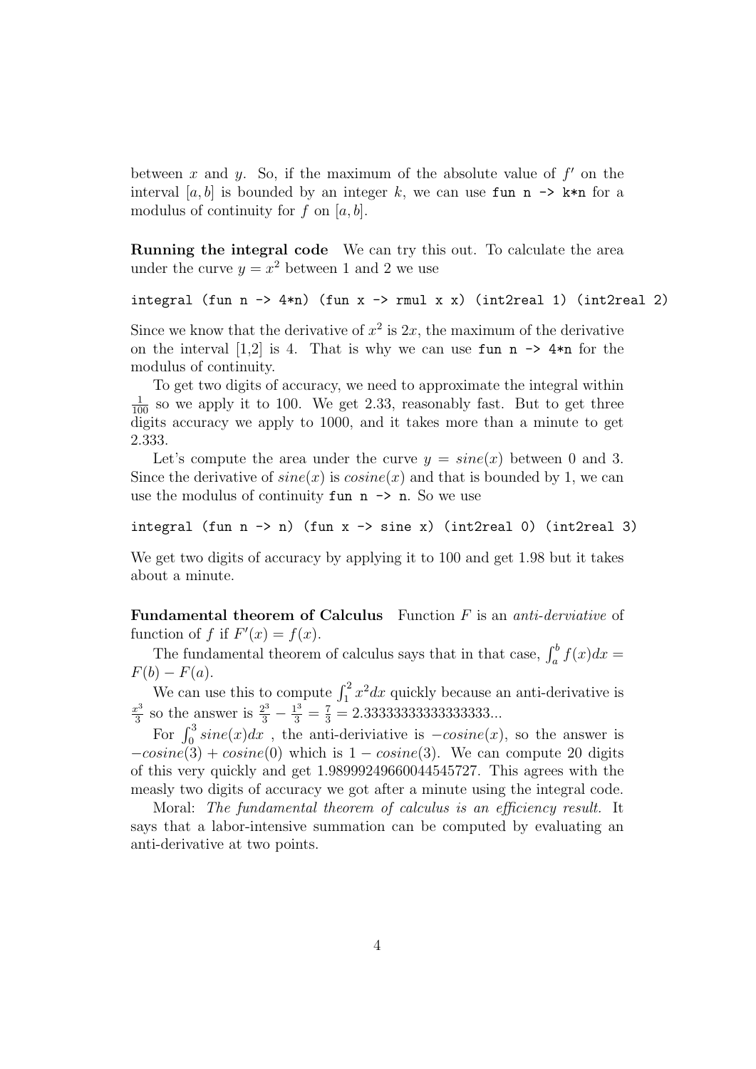between $x$ and $y$. So, if the maximum of the absolute value of $f'$ on the interval $[a, b]$ is bounded by an integer $k$, we can use `fun n -> k*n` for a modulus of continuity for $f$ on $[a, b]$.

**Running the integral code** We can try this out. To calculate the area under the curve $y = x^2$ between 1 and 2 we use

```
integral (fun n -> 4*n) (fun x -> rmul x x) (int2real 1) (int2real 2)
```

Since we know that the derivative of $x^2$ is $2x$, the maximum of the derivative on the interval [1,2] is 4. That is why we can use `fun n -> 4*n` for the modulus of continuity.

To get two digits of accuracy, we need to approximate the integral within $\frac{1}{100}$ so we apply it to 100. We get 2.33, reasonably fast. But to get three digits accuracy we apply to 1000, and it takes more than a minute to get 2.333.

Let's compute the area under the curve $y = sine(x)$ between 0 and 3. Since the derivative of $sine(x)$ is $cosine(x)$ and that is bounded by 1, we can use the modulus of continuity `fun n -> n`. So we use

```
integral (fun n -> n) (fun x -> sine x) (int2real 0) (int2real 3)
```

We get two digits of accuracy by applying it to 100 and get 1.98 but it takes about a minute.

**Fundamental theorem of Calculus** Function $F$ is an *anti-derviative* of function of $f$ if $F'(x) = f(x)$.

The fundamental theorem of calculus says that in that case, $\int_a^b f(x)dx = F(b) - F(a)$.

We can use this to compute $\int_1^2 x^2 dx$ quickly because an anti-derivative is $\frac{x^3}{3}$ so the answer is $\frac{2^3}{3} - \frac{1^3}{3} = \frac{7}{3} = 2.33333333333333333...$

For $\int_0^3 sine(x)dx$ , the anti-deriviative is $-cosine(x)$, so the answer is $-cosine(3) + cosine(0)$ which is $1 - cosine(3)$. We can compute 20 digits of this very quickly and get 1.98999249660044545727. This agrees with the measly two digits of accuracy we got after a minute using the integral code.

Moral: *The fundamental theorem of calculus is an efficiency result.* It says that a labor-intensive summation can be computed by evaluating an anti-derivative at two points.